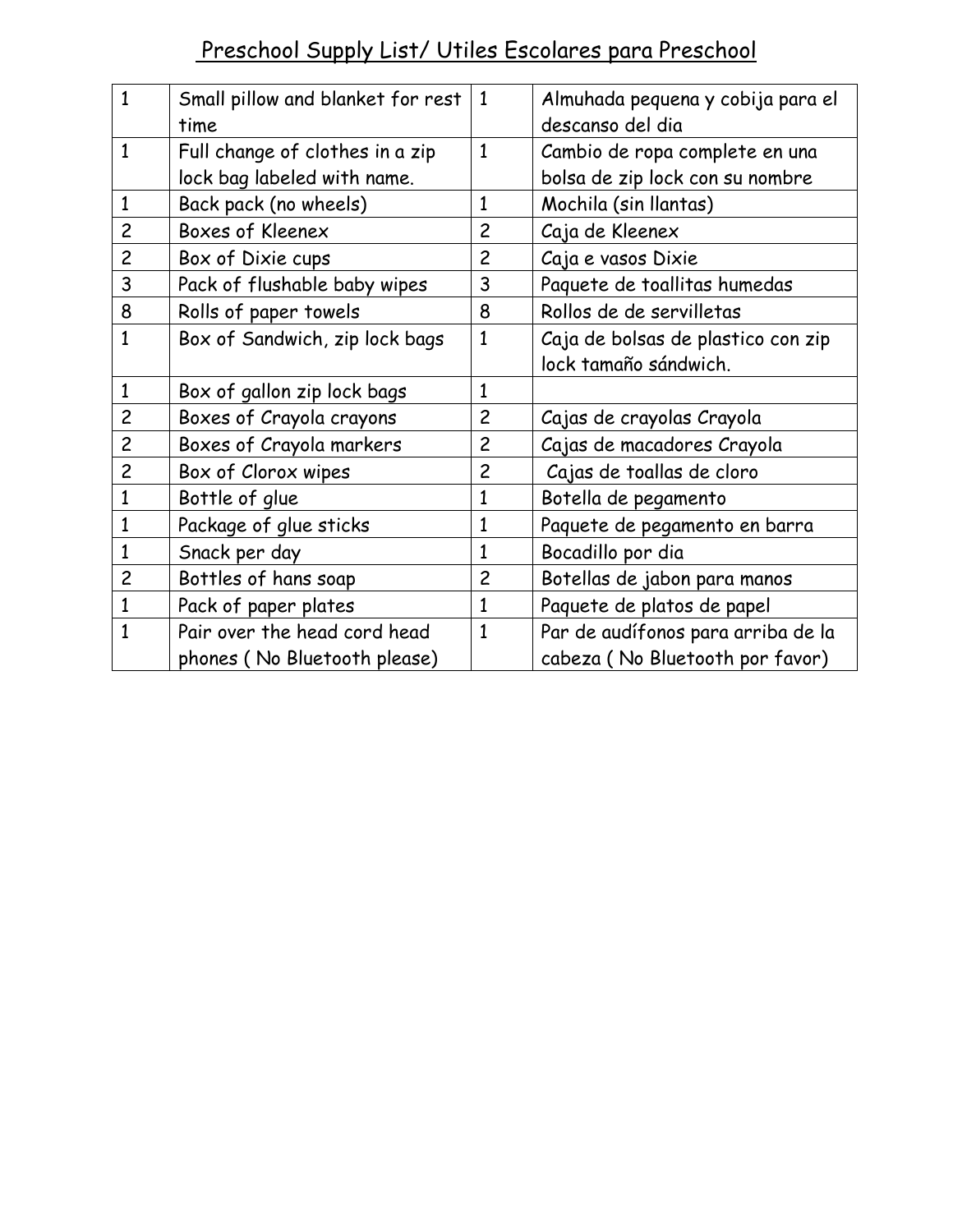# Preschool Supply List/ Utiles Escolares para Preschool

| | | | |
|---|---|---|---|
| 1 | Small pillow and blanket for rest time | 1 | Almuhada pequena y cobija para el descanso del dia |
| 1 | Full change of clothes in a zip lock bag labeled with name. | 1 | Cambio de ropa complete en una bolsa de zip lock con su nombre |
| 1 | Back pack (no wheels) | 1 | Mochila (sin llantas) |
| 2 | Boxes of Kleenex | 2 | Caja de Kleenex |
| 2 | Box of Dixie cups | 2 | Caja e vasos Dixie |
| 3 | Pack of flushable baby wipes | 3 | Paquete de toallitas humedas |
| 8 | Rolls of paper towels | 8 | Rollos de de servilletas |
| 1 | Box of Sandwich, zip lock bags | 1 | Caja de bolsas de plastico con zip lock tamaño sándwich. |
| 1 | Box of gallon zip lock bags | 1 | |
| 2 | Boxes of Crayola crayons | 2 | Cajas de crayolas Crayola |
| 2 | Boxes of Crayola markers | 2 | Cajas de macadores Crayola |
| 2 | Box of Clorox wipes | 2 | Cajas de toallas de cloro |
| 1 | Bottle of glue | 1 | Botella de pegamento |
| 1 | Package of glue sticks | 1 | Paquete de pegamento en barra |
| 1 | Snack per day | 1 | Bocadillo por dia |
| 2 | Bottles of hans soap | 2 | Botellas de jabon para manos |
| 1 | Pack of paper plates | 1 | Paquete de platos de papel |
| 1 | Pair over the head cord head phones ( No Bluetooth please) | 1 | Par de audífonos para arriba de la cabeza ( No Bluetooth por favor) |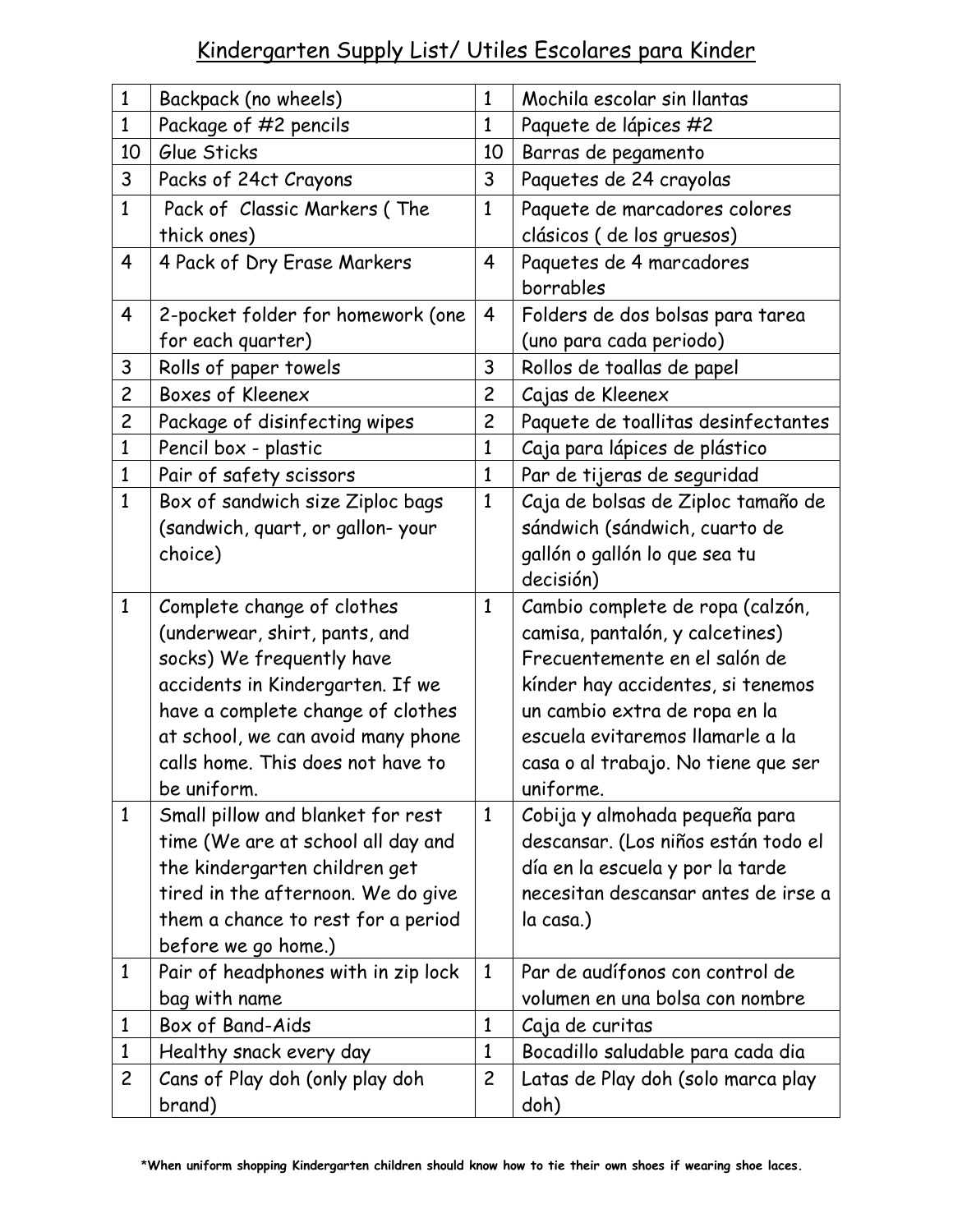# Kindergarten Supply List/ Utiles Escolares para Kinder

| 1 | Backpack (no wheels) | 1 | Mochila escolar sin llantas |
|---|---|---|---|
| 1 | Package of #2 pencils | 1 | Paquete de lápices #2 |
| 10 | Glue Sticks | 10 | Barras de pegamento |
| 3 | Packs of 24ct Crayons | 3 | Paquetes de 24 crayolas |
| 1 | Pack of Classic Markers ( The thick ones) | 1 | Paquete de marcadores colores clásicos ( de los gruesos) |
| 4 | 4 Pack of Dry Erase Markers | 4 | Paquetes de 4 marcadores borrables |
| 4 | 2-pocket folder for homework (one for each quarter) | 4 | Folders de dos bolsas para tarea (uno para cada periodo) |
| 3 | Rolls of paper towels | 3 | Rollos de toallas de papel |
| 2 | Boxes of Kleenex | 2 | Cajas de Kleenex |
| 2 | Package of disinfecting wipes | 2 | Paquete de toallitas desinfectantes |
| 1 | Pencil box - plastic | 1 | Caja para lápices de plástico |
| 1 | Pair of safety scissors | 1 | Par de tijeras de seguridad |
| 1 | Box of sandwich size Ziploc bags (sandwich, quart, or gallon- your choice) | 1 | Caja de bolsas de Ziploc tamaño de sándwich (sándwich, cuarto de gallón o gallón lo que sea tu decisión) |
| 1 | Complete change of clothes (underwear, shirt, pants, and socks) We frequently have accidents in Kindergarten. If we have a complete change of clothes at school, we can avoid many phone calls home. This does not have to be uniform. | 1 | Cambio complete de ropa (calzón, camisa, pantalón, y calcetines) Frecuentemente en el salón de kínder hay accidentes, si tenemos un cambio extra de ropa en la escuela evitaremos llamarle a la casa o al trabajo. No tiene que ser uniforme. |
| 1 | Small pillow and blanket for rest time (We are at school all day and the kindergarten children get tired in the afternoon. We do give them a chance to rest for a period before we go home.) | 1 | Cobija y almohada pequeña para descansar. (Los niños están todo el día en la escuela y por la tarde necesitan descansar antes de irse a la casa.) |
| 1 | Pair of headphones with in zip lock bag with name | 1 | Par de audífonos con control de volumen en una bolsa con nombre |
| 1 | Box of Band-Aids | 1 | Caja de curitas |
| 1 | Healthy snack every day | 1 | Bocadillo saludable para cada dia |
| 2 | Cans of Play doh (only play doh brand) | 2 | Latas de Play doh (solo marca play doh) |

***When uniform shopping Kindergarten children should know how to tie their own shoes if wearing shoe laces.**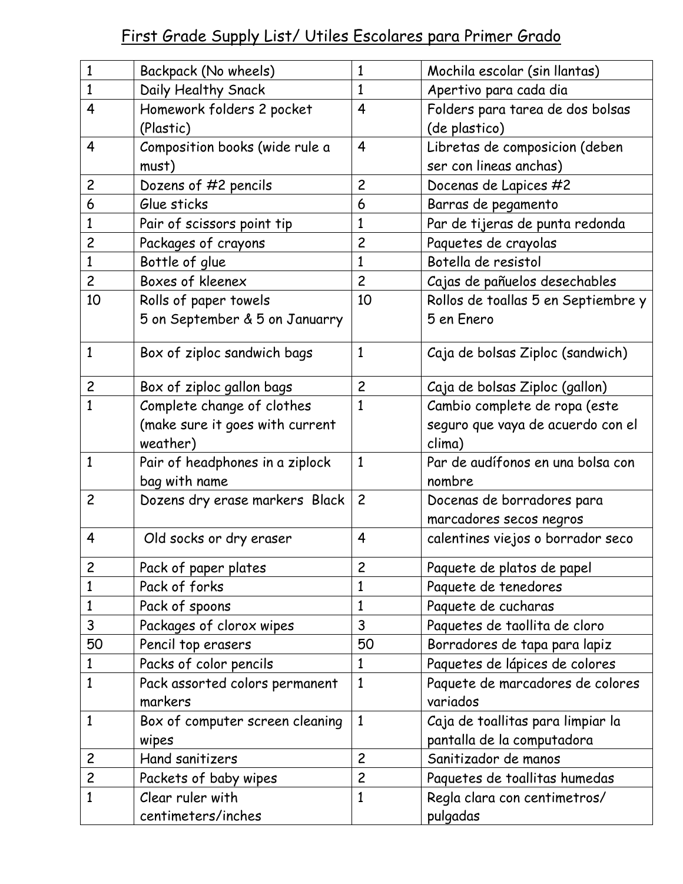# First Grade Supply List/ Utiles Escolares para Primer Grado

| | | | |
|---|---|---|---|
| 1 | Backpack (No wheels) | 1 | Mochila escolar (sin llantas) |
| 1 | Daily Healthy Snack | 1 | Apertivo para cada dia |
| 4 | Homework folders 2 pocket (Plastic) | 4 | Folders para tarea de dos bolsas (de plastico) |
| 4 | Composition books (wide rule a must) | 4 | Libretas de composicion (deben ser con lineas anchas) |
| 2 | Dozens of #2 pencils | 2 | Docenas de Lapices #2 |
| 6 | Glue sticks | 6 | Barras de pegamento |
| 1 | Pair of scissors point tip | 1 | Par de tijeras de punta redonda |
| 2 | Packages of crayons | 2 | Paquetes de crayolas |
| 1 | Bottle of glue | 1 | Botella de resistol |
| 2 | Boxes of kleenex | 2 | Cajas de pañuelos desechables |
| 10 | Rolls of paper towels 5 on September & 5 on Januarry | 10 | Rollos de toallas 5 en Septiembre y 5 en Enero |
| 1 | Box of ziploc sandwich bags | 1 | Caja de bolsas Ziploc (sandwich) |
| 2 | Box of ziploc gallon bags | 2 | Caja de bolsas Ziploc (gallon) |
| 1 | Complete change of clothes (make sure it goes with current weather) | 1 | Cambio complete de ropa (este seguro que vaya de acuerdo con el clima) |
| 1 | Pair of headphones in a ziplock bag with name | 1 | Par de audífonos en una bolsa con nombre |
| 2 | Dozens dry erase markers Black | 2 | Docenas de borradores para marcadores secos negros |
| 4 | Old socks or dry eraser | 4 | calentines viejos o borrador seco |
| 2 | Pack of paper plates | 2 | Paquete de platos de papel |
| 1 | Pack of forks | 1 | Paquete de tenedores |
| 1 | Pack of spoons | 1 | Paquete de cucharas |
| 3 | Packages of clorox wipes | 3 | Paquetes de taollita de cloro |
| 50 | Pencil top erasers | 50 | Borradores de tapa para lapiz |
| 1 | Packs of color pencils | 1 | Paquetes de lápices de colores |
| 1 | Pack assorted colors permanent markers | 1 | Paquete de marcadores de colores variados |
| 1 | Box of computer screen cleaning wipes | 1 | Caja de toallitas para limpiar la pantalla de la computadora |
| 2 | Hand sanitizers | 2 | Sanitizador de manos |
| 2 | Packets of baby wipes | 2 | Paquetes de toallitas humedas |
| 1 | Clear ruler with centimeters/inches | 1 | Regla clara con centimetros/ pulgadas |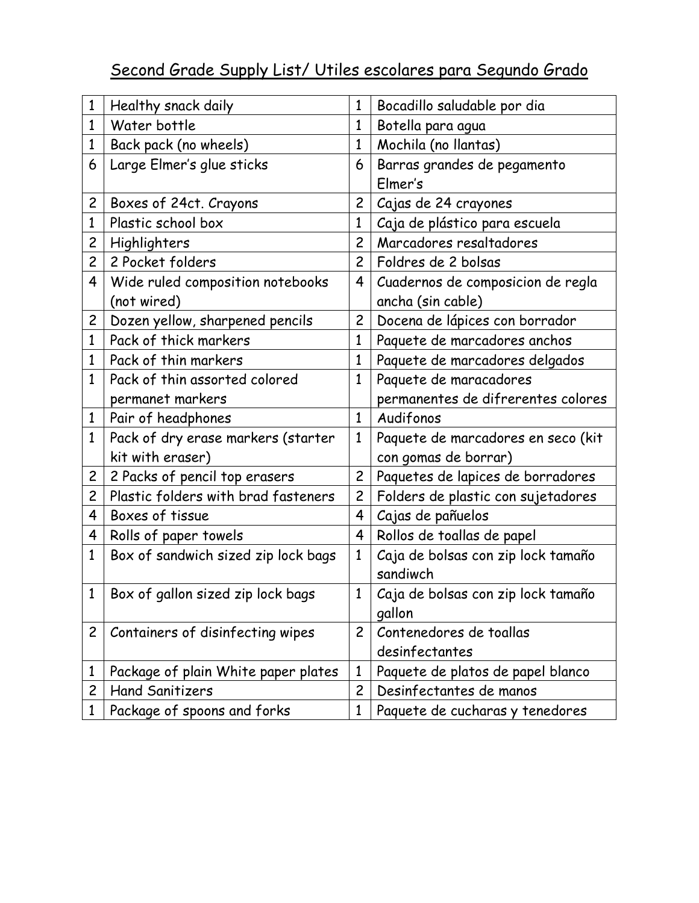# Second Grade Supply List/ Utiles escolares para Segundo Grado

| | | | |
|---|---|---|---|
| 1 | Healthy snack daily | 1 | Bocadillo saludable por dia |
| 1 | Water bottle | 1 | Botella para agua |
| 1 | Back pack (no wheels) | 1 | Mochila (no llantas) |
| 6 | Large Elmer's glue sticks | 6 | Barras grandes de pegamento Elmer's |
| 2 | Boxes of 24ct. Crayons | 2 | Cajas de 24 crayones |
| 1 | Plastic school box | 1 | Caja de plástico para escuela |
| 2 | Highlighters | 2 | Marcadores resaltadores |
| 2 | 2 Pocket folders | 2 | Foldres de 2 bolsas |
| 4 | Wide ruled composition notebooks (not wired) | 4 | Cuadernos de composicion de regla ancha (sin cable) |
| 2 | Dozen yellow, sharpened pencils | 2 | Docena de lápices con borrador |
| 1 | Pack of thick markers | 1 | Paquete de marcadores anchos |
| 1 | Pack of thin markers | 1 | Paquete de marcadores delgados |
| 1 | Pack of thin assorted colored permanet markers | 1 | Paquete de maracadores permanentes de difrerentes colores |
| 1 | Pair of headphones | 1 | Audifonos |
| 1 | Pack of dry erase markers (starter kit with eraser) | 1 | Paquete de marcadores en seco (kit con gomas de borrar) |
| 2 | 2 Packs of pencil top erasers | 2 | Paquetes de lapices de borradores |
| 2 | Plastic folders with brad fasteners | 2 | Folders de plastic con sujetadores |
| 4 | Boxes of tissue | 4 | Cajas de pañuelos |
| 4 | Rolls of paper towels | 4 | Rollos de toallas de papel |
| 1 | Box of sandwich sized zip lock bags | 1 | Caja de bolsas con zip lock tamaño sandiwch |
| 1 | Box of gallon sized zip lock bags | 1 | Caja de bolsas con zip lock tamaño gallon |
| 2 | Containers of disinfecting wipes | 2 | Contenedores de toallas desinfectantes |
| 1 | Package of plain White paper plates | 1 | Paquete de platos de papel blanco |
| 2 | Hand Sanitizers | 2 | Desinfectantes de manos |
| 1 | Package of spoons and forks | 1 | Paquete de cucharas y tenedores |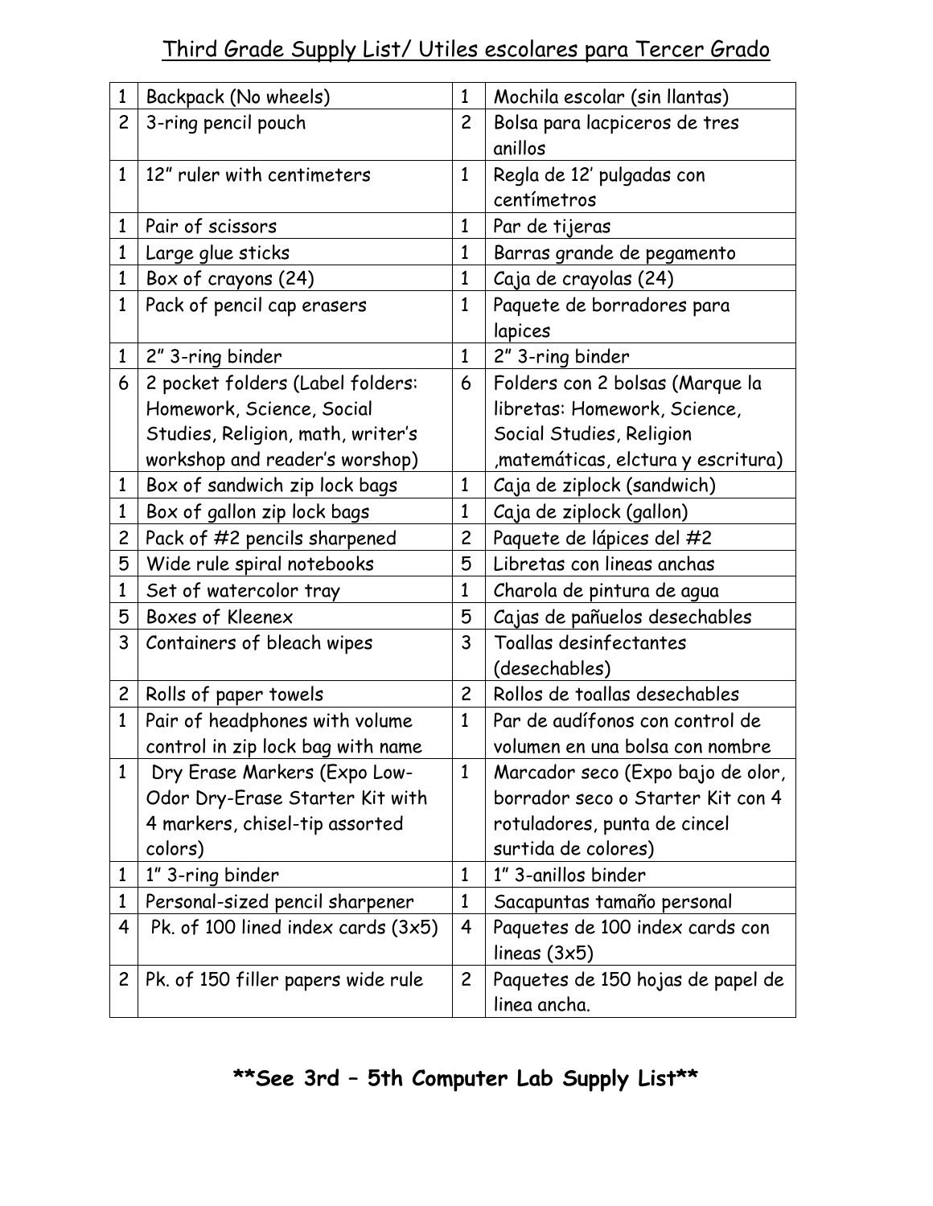# Third Grade Supply List/ Utiles escolares para Tercer Grado

| | | | |
|---|---|---|---|
| 1 | Backpack (No wheels) | 1 | Mochila escolar (sin llantas) |
| 2 | 3-ring pencil pouch | 2 | Bolsa para lacpiceros de tres anillos |
| 1 | 12" ruler with centimeters | 1 | Regla de 12' pulgadas con centímetros |
| 1 | Pair of scissors | 1 | Par de tijeras |
| 1 | Large glue sticks | 1 | Barras grande de pegamento |
| 1 | Box of crayons (24) | 1 | Caja de crayolas (24) |
| 1 | Pack of pencil cap erasers | 1 | Paquete de borradores para lapices |
| 1 | 2" 3-ring binder | 1 | 2" 3-ring binder |
| 6 | 2 pocket folders (Label folders: Homework, Science, Social Studies, Religion, math, writer's workshop and reader's worshop) | 6 | Folders con 2 bolsas (Marque la libretas: Homework, Science, Social Studies, Religion ,matemáticas, elctura y escritura) |
| 1 | Box of sandwich zip lock bags | 1 | Caja de ziplock (sandwich) |
| 1 | Box of gallon zip lock bags | 1 | Caja de ziplock (gallon) |
| 2 | Pack of #2 pencils sharpened | 2 | Paquete de lápices del #2 |
| 5 | Wide rule spiral notebooks | 5 | Libretas con lineas anchas |
| 1 | Set of watercolor tray | 1 | Charola de pintura de agua |
| 5 | Boxes of Kleenex | 5 | Cajas de pañuelos desechables |
| 3 | Containers of bleach wipes | 3 | Toallas desinfectantes (desechables) |
| 2 | Rolls of paper towels | 2 | Rollos de toallas desechables |
| 1 | Pair of headphones with volume control in zip lock bag with name | 1 | Par de audífonos con control de volumen en una bolsa con nombre |
| 1 | Dry Erase Markers (Expo Low-Odor Dry-Erase Starter Kit with 4 markers, chisel-tip assorted colors) | 1 | Marcador seco (Expo bajo de olor, borrador seco o Starter Kit con 4 rotuladores, punta de cincel surtida de colores) |
| 1 | 1" 3-ring binder | 1 | 1" 3-anillos binder |
| 1 | Personal-sized pencil sharpener | 1 | Sacapuntas tamaño personal |
| 4 | Pk. of 100 lined index cards (3x5) | 4 | Paquetes de 100 index cards con lineas (3x5) |
| 2 | Pk. of 150 filler papers wide rule | 2 | Paquetes de 150 hojas de papel de linea ancha. |

**\*\*See 3rd – 5th Computer Lab Supply List\*\***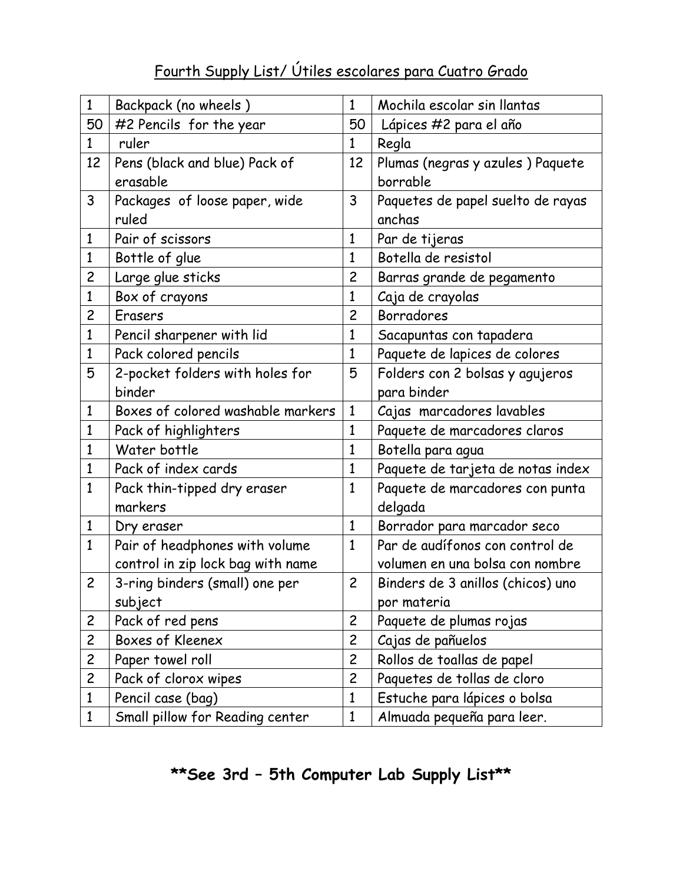# Fourth Supply List/ Útiles escolares para Cuatro Grado

| | | | |
|---|---|---|---|
| 1 | Backpack (no wheels ) | 1 | Mochila escolar sin llantas |
| 50 | #2 Pencils for the year | 50 | Lápices #2 para el año |
| 1 | ruler | 1 | Regla |
| 12 | Pens (black and blue) Pack of erasable | 12 | Plumas (negras y azules ) Paquete borrable |
| 3 | Packages of loose paper, wide ruled | 3 | Paquetes de papel suelto de rayas anchas |
| 1 | Pair of scissors | 1 | Par de tijeras |
| 1 | Bottle of glue | 1 | Botella de resistol |
| 2 | Large glue sticks | 2 | Barras grande de pegamento |
| 1 | Box of crayons | 1 | Caja de crayolas |
| 2 | Erasers | 2 | Borradores |
| 1 | Pencil sharpener with lid | 1 | Sacapuntas con tapadera |
| 1 | Pack colored pencils | 1 | Paquete de lapices de colores |
| 5 | 2-pocket folders with holes for binder | 5 | Folders con 2 bolsas y agujeros para binder |
| 1 | Boxes of colored washable markers | 1 | Cajas marcadores lavables |
| 1 | Pack of highlighters | 1 | Paquete de marcadores claros |
| 1 | Water bottle | 1 | Botella para agua |
| 1 | Pack of index cards | 1 | Paquete de tarjeta de notas index |
| 1 | Pack thin-tipped dry eraser markers | 1 | Paquete de marcadores con punta delgada |
| 1 | Dry eraser | 1 | Borrador para marcador seco |
| 1 | Pair of headphones with volume control in zip lock bag with name | 1 | Par de audífonos con control de volumen en una bolsa con nombre |
| 2 | 3-ring binders (small) one per subject | 2 | Binders de 3 anillos (chicos) uno por materia |
| 2 | Pack of red pens | 2 | Paquete de plumas rojas |
| 2 | Boxes of Kleenex | 2 | Cajas de pañuelos |
| 2 | Paper towel roll | 2 | Rollos de toallas de papel |
| 2 | Pack of clorox wipes | 2 | Paquetes de tollas de cloro |
| 1 | Pencil case (bag) | 1 | Estuche para lápices o bolsa |
| 1 | Small pillow for Reading center | 1 | Almuada pequeña para leer. |

**\*\*See 3rd – 5th Computer Lab Supply List\*\***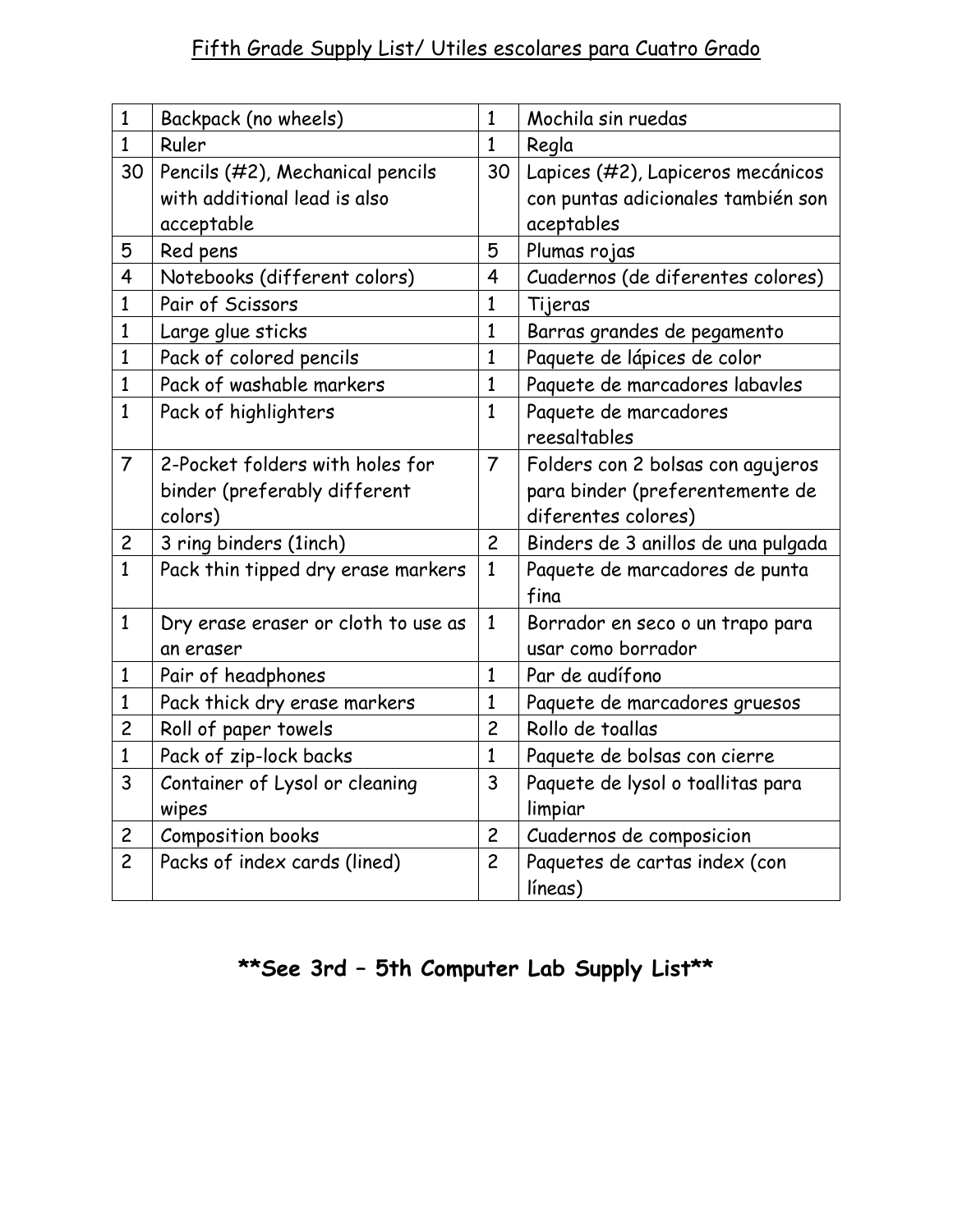Fifth Grade Supply List/ Utiles escolares para Cuatro Grado

| | | | |
|---|---|---|---|
| 1 | Backpack (no wheels) | 1 | Mochila sin ruedas |
| 1 | Ruler | 1 | Regla |
| 30 | Pencils (#2), Mechanical pencils with additional lead is also acceptable | 30 | Lapices (#2), Lapiceros mecánicos con puntas adicionales también son aceptables |
| 5 | Red pens | 5 | Plumas rojas |
| 4 | Notebooks (different colors) | 4 | Cuadernos (de diferentes colores) |
| 1 | Pair of Scissors | 1 | Tijeras |
| 1 | Large glue sticks | 1 | Barras grandes de pegamento |
| 1 | Pack of colored pencils | 1 | Paquete de lápices de color |
| 1 | Pack of washable markers | 1 | Paquete de marcadores labavles |
| 1 | Pack of highlighters | 1 | Paquete de marcadores reesaltables |
| 7 | 2-Pocket folders with holes for binder (preferably different colors) | 7 | Folders con 2 bolsas con agujeros para binder (preferentemente de diferentes colores) |
| 2 | 3 ring binders (1inch) | 2 | Binders de 3 anillos de una pulgada |
| 1 | Pack thin tipped dry erase markers | 1 | Paquete de marcadores de punta fina |
| 1 | Dry erase eraser or cloth to use as an eraser | 1 | Borrador en seco o un trapo para usar como borrador |
| 1 | Pair of headphones | 1 | Par de audífono |
| 1 | Pack thick dry erase markers | 1 | Paquete de marcadores gruesos |
| 2 | Roll of paper towels | 2 | Rollo de toallas |
| 1 | Pack of zip-lock backs | 1 | Paquete de bolsas con cierre |
| 3 | Container of Lysol or cleaning wipes | 3 | Paquete de lysol o toallitas para limpiar |
| 2 | Composition books | 2 | Cuadernos de composicion |
| 2 | Packs of index cards (lined) | 2 | Paquetes de cartas index (con líneas) |

**\*\*See 3rd – 5th Computer Lab Supply List\*\***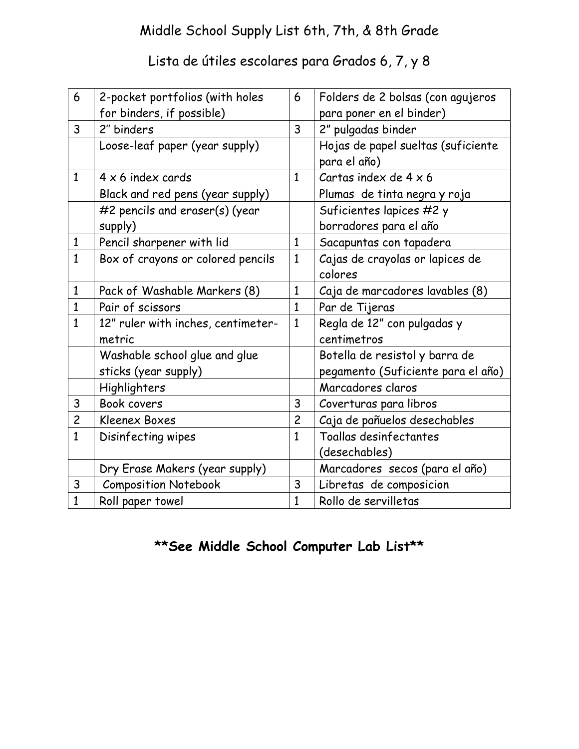# Middle School Supply List 6th, 7th, & 8th Grade

# Lista de útiles escolares para Grados 6, 7, y 8

| | | | |
|---|---|---|---|
| 6 | 2-pocket portfolios (with holes for binders, if possible) | 6 | Folders de 2 bolsas (con agujeros para poner en el binder) |
| 3 | 2" binders | 3 | 2" pulgadas binder |
| | Loose-leaf paper (year supply) | | Hojas de papel sueltas (suficiente para el año) |
| 1 | 4 x 6 index cards | 1 | Cartas index de 4 x 6 |
| | Black and red pens (year supply) | | Plumas de tinta negra y roja |
| | #2 pencils and eraser(s) (year supply) | | Suficientes lapices #2 y borradores para el año |
| 1 | Pencil sharpener with lid | 1 | Sacapuntas con tapadera |
| 1 | Box of crayons or colored pencils | 1 | Cajas de crayolas or lapices de colores |
| 1 | Pack of Washable Markers (8) | 1 | Caja de marcadores lavables (8) |
| 1 | Pair of scissors | 1 | Par de Tijeras |
| 1 | 12" ruler with inches, centimeter-metric | 1 | Regla de 12" con pulgadas y centimetros |
| | Washable school glue and glue sticks (year supply) | | Botella de resistol y barra de pegamento (Suficiente para el año) |
| | Highlighters | | Marcadores claros |
| 3 | Book covers | 3 | Coverturas para libros |
| 2 | Kleenex Boxes | 2 | Caja de pañuelos desechables |
| 1 | Disinfecting wipes | 1 | Toallas desinfectantes (desechables) |
| | Dry Erase Makers (year supply) | | Marcadores secos (para el año) |
| 3 | Composition Notebook | 3 | Libretas de composicion |
| 1 | Roll paper towel | 1 | Rollo de servilletas |

**\*\*See Middle School Computer Lab List\*\***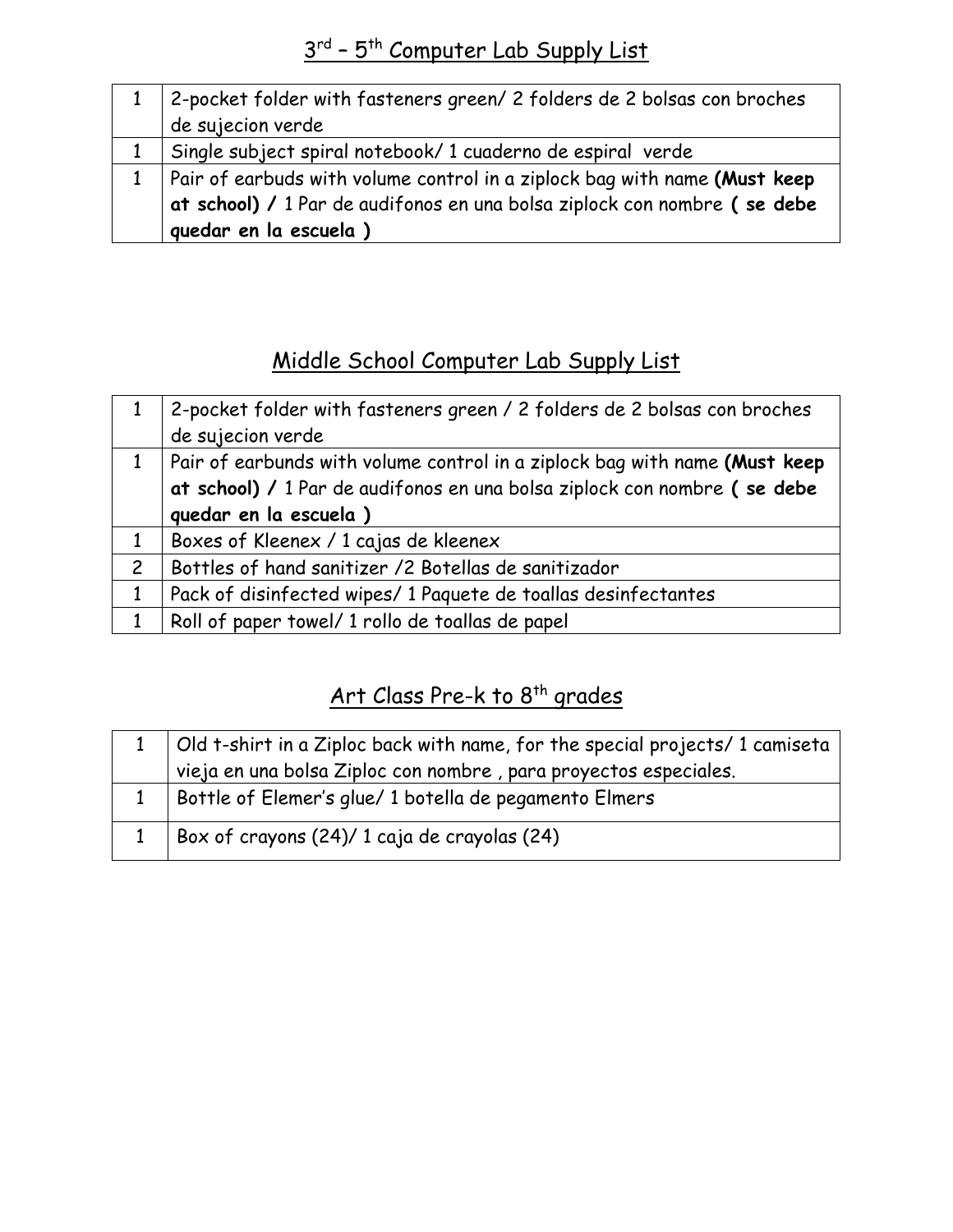## 3rd – 5th Computer Lab Supply List

| | |
|---|---|
| 1 | 2-pocket folder with fasteners green/ 2 folders de 2 bolsas con broches de sujecion verde |
| 1 | Single subject spiral notebook/ 1 cuaderno de espiral verde |
| 1 | Pair of earbuds with volume control in a ziplock bag with name **(Must keep at school) /** 1 Par de audifonos en una bolsa ziplock con nombre **( se debe quedar en la escuela )** |

## Middle School Computer Lab Supply List

| | |
|---|---|
| 1 | 2-pocket folder with fasteners green / 2 folders de 2 bolsas con broches de sujecion verde |
| 1 | Pair of earbunds with volume control in a ziplock bag with name **(Must keep at school) /** 1 Par de audifonos en una bolsa ziplock con nombre **( se debe quedar en la escuela )** |
| 1 | Boxes of Kleenex / 1 cajas de kleenex |
| 2 | Bottles of hand sanitizer /2 Botellas de sanitizador |
| 1 | Pack of disinfected wipes/ 1 Paquete de toallas desinfectantes |
| 1 | Roll of paper towel/ 1 rollo de toallas de papel |

## Art Class Pre-k to 8th grades

| | |
|---|---|
| 1 | Old t-shirt in a Ziploc back with name, for the special projects/ 1 camiseta vieja en una bolsa Ziploc con nombre , para proyectos especiales. |
| 1 | Bottle of Elemer's glue/ 1 botella de pegamento Elmers |
| 1 | Box of crayons (24)/ 1 caja de crayolas (24) |